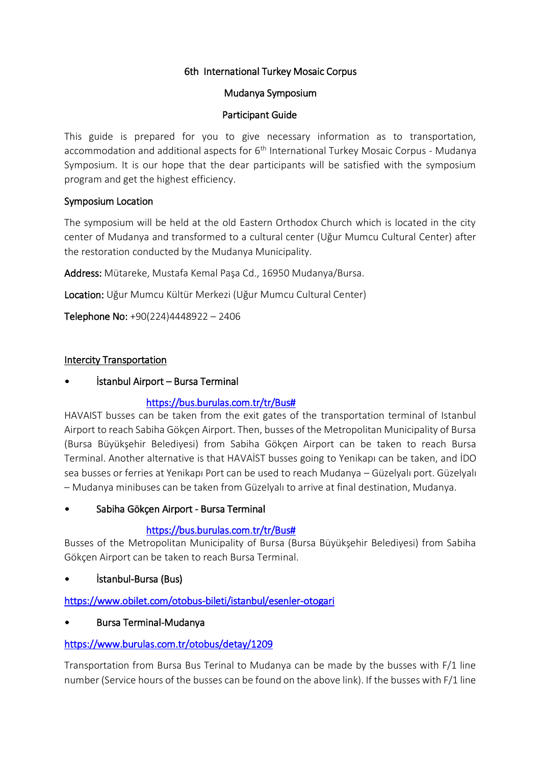# 6th International Turkey Mosaic Corpus

## Mudanya Symposium

## Participant Guide

This guide is prepared for you to give necessary information as to transportation, accommodation and additional aspects for 6th International Turkey Mosaic Corpus - Mudanya Symposium. It is our hope that the dear participants will be satisfied with the symposium program and get the highest efficiency.

### Symposium Location

The symposium will be held at the old Eastern Orthodox Church which is located in the city center of Mudanya and transformed to a cultural center (Uğur Mumcu Cultural Center) after the restoration conducted by the Mudanya Municipality.

**Address:** Mütareke, Mustafa Kemal Paşa Cd., 16950 Mudanya/Bursa.

**Location:** Uğur Mumcu Kültür Merkezi (Uğur Mumcu Cultural Center)

**Telephone No:** +90(224)4448922 – 2406

### Intercity Transportation

- İstanbul Airport – Bursa Terminal

  https://bus.burulas.com.tr/tr/Bus#

HAVAIST busses can be taken from the exit gates of the transportation terminal of Istanbul Airport to reach Sabiha Gökçen Airport. Then, busses of the Metropolitan Municipality of Bursa (Bursa Büyükşehir Belediyesi) from Sabiha Gökçen Airport can be taken to reach Bursa Terminal. Another alternative is that HAVAİST busses going to Yenikapı can be taken, and İDO sea busses or ferries at Yenikapı Port can be used to reach Mudanya – Güzelyalı port. Güzelyalı – Mudanya minibuses can be taken from Güzelyalı to arrive at final destination, Mudanya.

- Sabiha Gökçen Airport - Bursa Terminal

  https://bus.burulas.com.tr/tr/Bus#

Busses of the Metropolitan Municipality of Bursa (Bursa Büyükşehir Belediyesi) from Sabiha Gökçen Airport can be taken to reach Bursa Terminal.

- İstanbul-Bursa (Bus)

https://www.obilet.com/otobus-bileti/istanbul/esenler-otogari

- Bursa Terminal-Mudanya

https://www.burulas.com.tr/otobus/detay/1209

Transportation from Bursa Bus Terinal to Mudanya can be made by the busses with F/1 line number (Service hours of the busses can be found on the above link). If the busses with F/1 line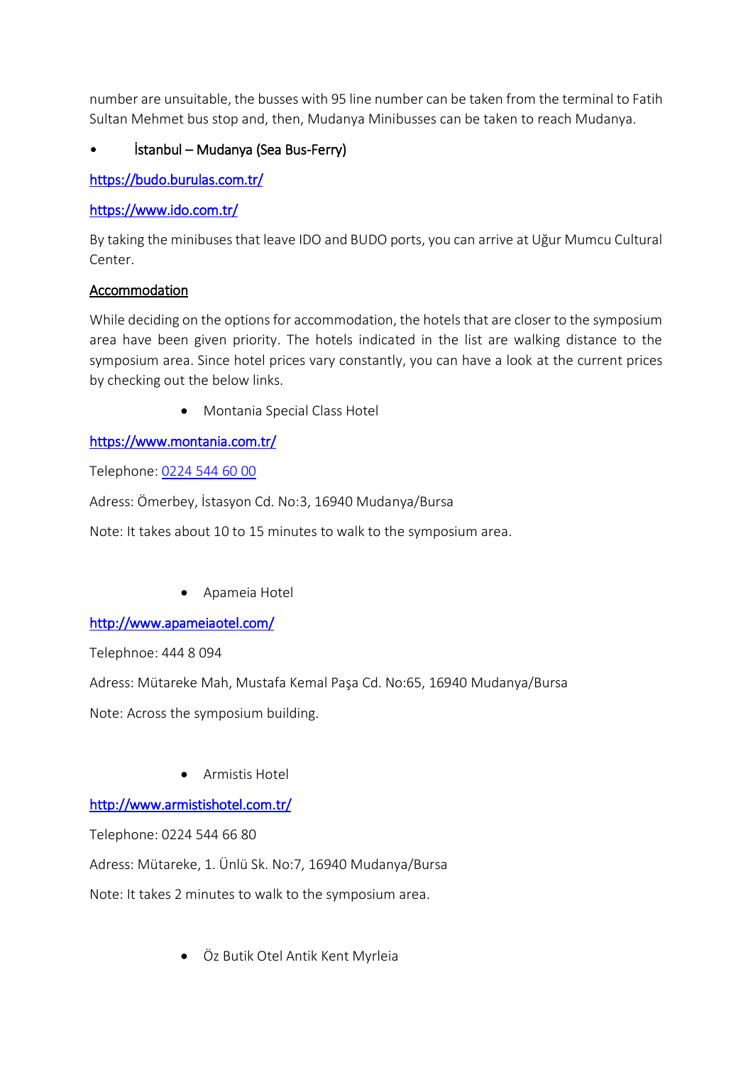number are unsuitable, the busses with 95 line number can be taken from the terminal to Fatih Sultan Mehmet bus stop and, then, Mudanya Minibusses can be taken to reach Mudanya.

- İstanbul – Mudanya (Sea Bus-Ferry)

https://budo.burulas.com.tr/

https://www.ido.com.tr/

By taking the minibuses that leave IDO and BUDO ports, you can arrive at Uğur Mumcu Cultural Center.

## Accommodation

While deciding on the options for accommodation, the hotels that are closer to the symposium area have been given priority. The hotels indicated in the list are walking distance to the symposium area. Since hotel prices vary constantly, you can have a look at the current prices by checking out the below links.

- Montania Special Class Hotel

https://www.montania.com.tr/

Telephone: 0224 544 60 00

Adress: Ömerbey, İstasyon Cd. No:3, 16940 Mudanya/Bursa

Note: It takes about 10 to 15 minutes to walk to the symposium area.

- Apameia Hotel

http://www.apameiaotel.com/

Telephnoe: 444 8 094

Adress: Mütareke Mah, Mustafa Kemal Paşa Cd. No:65, 16940 Mudanya/Bursa

Note: Across the symposium building.

- Armistis Hotel

http://www.armistishotel.com.tr/

Telephone: 0224 544 66 80

Adress: Mütareke, 1. Ünlü Sk. No:7, 16940 Mudanya/Bursa

Note: It takes 2 minutes to walk to the symposium area.

- Öz Butik Otel Antik Kent Myrleia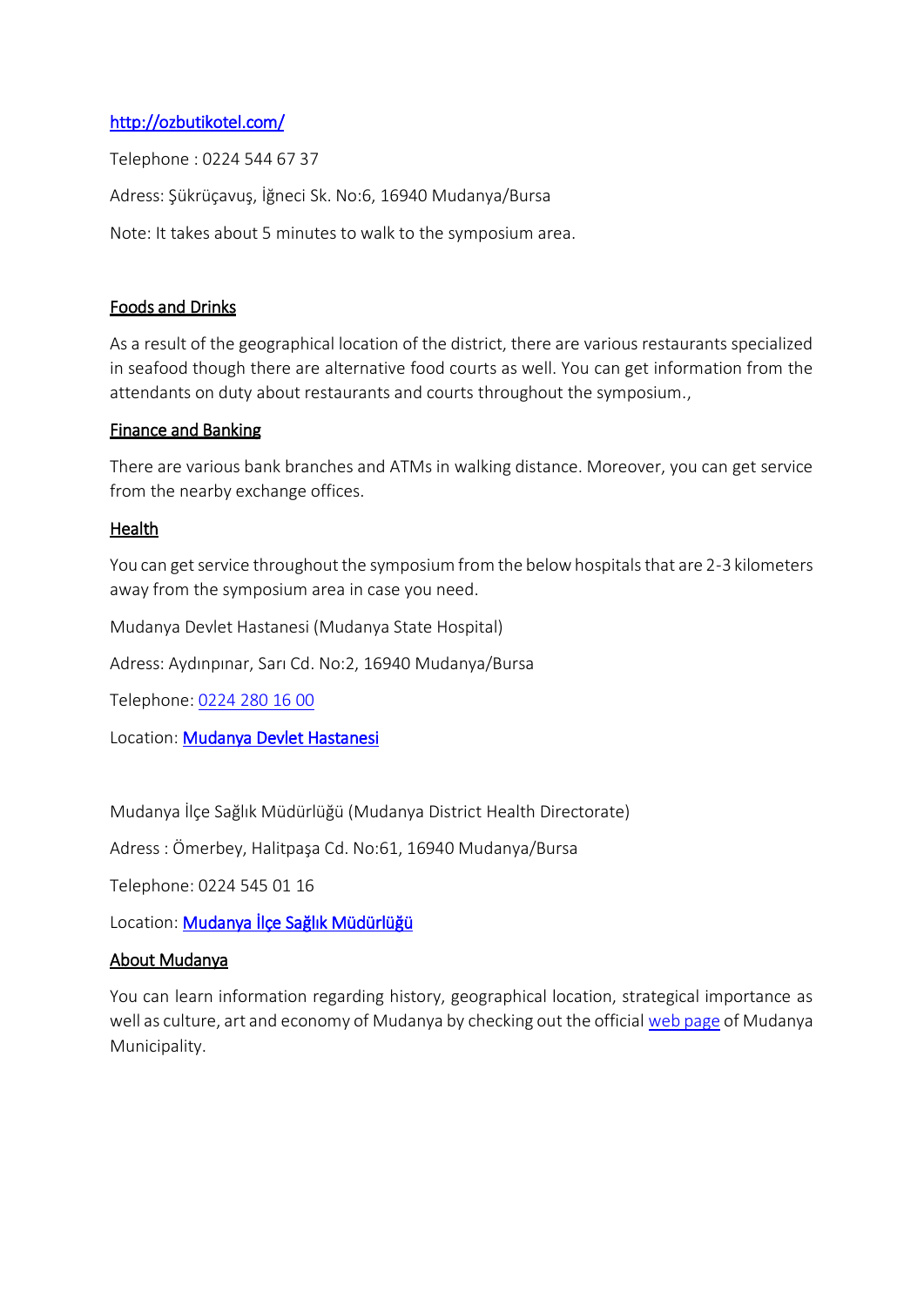http://ozbutikotel.com/

Telephone : 0224 544 67 37

Adress: Şükrüçavuş, İğneci Sk. No:6, 16940 Mudanya/Bursa

Note: It takes about 5 minutes to walk to the symposium area.

## Foods and Drinks

As a result of the geographical location of the district, there are various restaurants specialized in seafood though there are alternative food courts as well. You can get information from the attendants on duty about restaurants and courts throughout the symposium.,

## Finance and Banking

There are various bank branches and ATMs in walking distance. Moreover, you can get service from the nearby exchange offices.

## Health

You can get service throughout the symposium from the below hospitals that are 2-3 kilometers away from the symposium area in case you need.

Mudanya Devlet Hastanesi (Mudanya State Hospital)

Adress: Aydınpınar, Sarı Cd. No:2, 16940 Mudanya/Bursa

Telephone: 0224 280 16 00

Location: Mudanya Devlet Hastanesi

Mudanya İlçe Sağlık Müdürlüğü (Mudanya District Health Directorate)

Adress : Ömerbey, Halitpaşa Cd. No:61, 16940 Mudanya/Bursa

Telephone: 0224 545 01 16

Location: Mudanya İlçe Sağlık Müdürlüğü

## About Mudanya

You can learn information regarding history, geographical location, strategical importance as well as culture, art and economy of Mudanya by checking out the official web page of Mudanya Municipality.